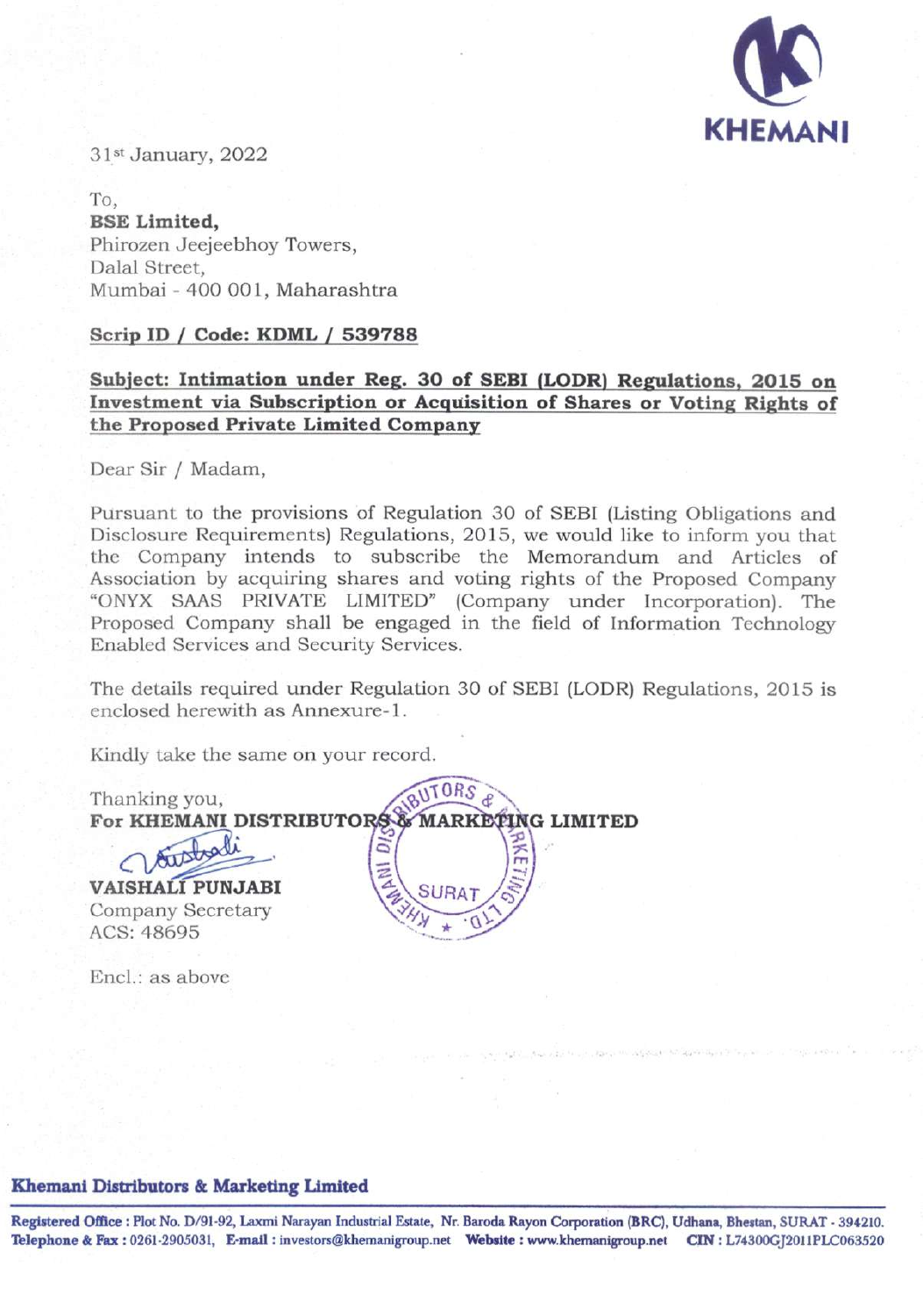**KHEMANI**

31st January, 2022

To,
**BSE Limited,**
Phirozen Jeejeebhoy Towers,
Dalal Street,
Mumbai - 400 001, Maharashtra

**Scrip ID / Code: KDML / 539788**

**Subject: Intimation under Reg. 30 of SEBI (LODR) Regulations, 2015 on Investment via Subscription or Acquisition of Shares or Voting Rights of the Proposed Private Limited Company**

Dear Sir / Madam,

Pursuant to the provisions of Regulation 30 of SEBI (Listing Obligations and Disclosure Requirements) Regulations, 2015, we would like to inform you that the Company intends to subscribe the Memorandum and Articles of Association by acquiring shares and voting rights of the Proposed Company "ONYX SAAS PRIVATE LIMITED" (Company under Incorporation). The Proposed Company shall be engaged in the field of Information Technology Enabled Services and Security Services.

The details required under Regulation 30 of SEBI (LODR) Regulations, 2015 is enclosed herewith as Annexure-1.

Kindly take the same on your record.

Thanking you,
**For KHEMANI DISTRIBUTORS & MARKETING LIMITED**

**VAISHALI PUNJABI**
Company Secretary
ACS: 48695

Encl.: as above

**Khemani Distributors & Marketing Limited**

**Registered Office :** Plot No. D/91-92, Laxmi Narayan Industrial Estate, Nr. Baroda Rayon Corporation (BRC), Udhana, Bhestan, SURAT - 394210.
**Telephone & Fax :** 0261-2905031, **E-mail :** investors@khemanigroup.net **Website :** www.khemanigroup.net **CIN :** L74300GJ2011PLC063520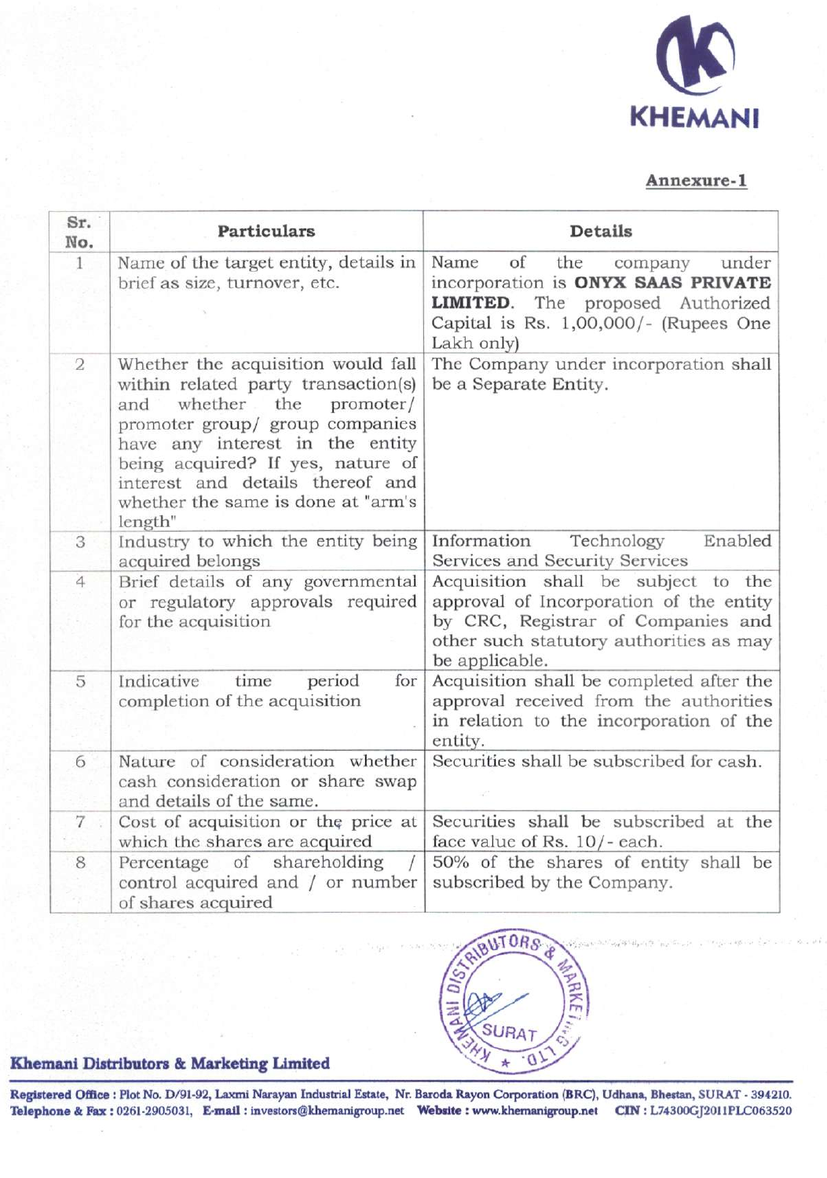**Annexure-1**

| Sr. No. | Particulars | Details |
|---|---|---|
| 1 | Name of the target entity, details in brief as size, turnover, etc. | Name of the company under incorporation is **ONYX SAAS PRIVATE LIMITED**. The proposed Authorized Capital is Rs. 1,00,000/- (Rupees One Lakh only) |
| 2 | Whether the acquisition would fall within related party transaction(s) and whether the promoter/ promoter group/ group companies have any interest in the entity being acquired? If yes, nature of interest and details thereof and whether the same is done at "arm's length" | The Company under incorporation shall be a Separate Entity. |
| 3 | Industry to which the entity being acquired belongs | Information Technology Enabled Services and Security Services |
| 4 | Brief details of any governmental or regulatory approvals required for the acquisition | Acquisition shall be subject to the approval of Incorporation of the entity by CRC, Registrar of Companies and other such statutory authorities as may be applicable. |
| 5 | Indicative time period for completion of the acquisition | Acquisition shall be completed after the approval received from the authorities in relation to the incorporation of the entity. |
| 6 | Nature of consideration whether cash consideration or share swap and details of the same. | Securities shall be subscribed for cash. |
| 7 | Cost of acquisition or the price at which the shares are acquired | Securities shall be subscribed at the face value of Rs. 10/- each. |
| 8 | Percentage of shareholding / control acquired and / or number of shares acquired | 50% of the shares of entity shall be subscribed by the Company. |

**Khemani Distributors & Marketing Limited**

**Registered Office :** Plot No. D/91-92, Laxmi Narayan Industrial Estate, Nr. Baroda Rayon Corporation (BRC), Udhana, Bhestan, SURAT - 394210.
**Telephone & Fax :** 0261-2905031, **E-mail :** investors@khemanigroup.net **Website :** www.khemanigroup.net **CIN :** L74300GJ2011PLC063520